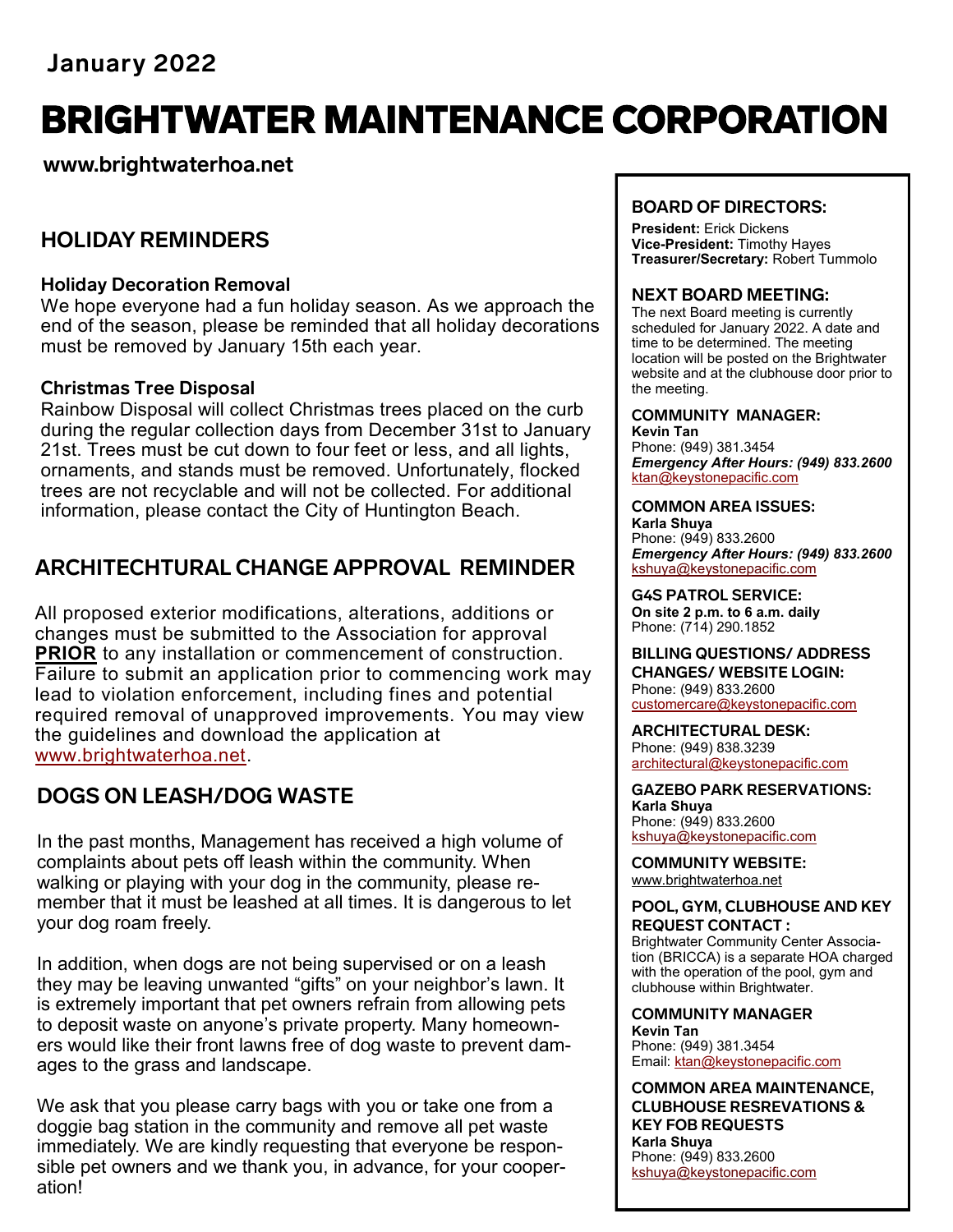January 2022

# BRIGHTWATER MAINTENANCE CORPORATION

**www.brightwaterhoa.net**

## HOLIDAY REMINDERS

### Holiday Decoration Removal

We hope everyone had a fun holiday season. As we approach the end of the season, please be reminded that all holiday decorations must be removed by January 15th each year.

### Christmas Tree Disposal

Rainbow Disposal will collect Christmas trees placed on the curb during the regular collection days from December 31st to January 21st. Trees must be cut down to four feet or less, and all lights, ornaments, and stands must be removed. Unfortunately, flocked trees are not recyclable and will not be collected. For additional information, please contact the City of Huntington Beach.

## ARCHITECHTURAL CHANGE APPROVAL REMINDER

All proposed exterior modifications, alterations, additions or changes must be submitted to the Association for approval **PRIOR** to any installation or commencement of construction. Failure to submit an application prior to commencing work may lead to violation enforcement, including fines and potential required removal of unapproved improvements. You may view the guidelines and download the application at www.brightwaterhoa.net.

## DOGS ON LEASH/DOG WASTE

In the past months, Management has received a high volume of complaints about pets off leash within the community. When walking or playing with your dog in the community, please remember that it must be leashed at all times. It is dangerous to let your dog roam freely.

In addition, when dogs are not being supervised or on a leash they may be leaving unwanted "gifts" on your neighbor's lawn. It is extremely important that pet owners refrain from allowing pets to deposit waste on anyone's private property. Many homeowners would like their front lawns free of dog waste to prevent damages to the grass and landscape.

We ask that you please carry bags with you or take one from a doggie bag station in the community and remove all pet waste immediately. We are kindly requesting that everyone be responsible pet owners and we thank you, in advance, for your cooperation!

---

### BOARD OF DIRECTORS:

**President:** Erick Dickens
**Vice-President:** Timothy Hayes
**Treasurer/Secretary:** Robert Tummolo

### NEXT BOARD MEETING:

The next Board meeting is currently scheduled for January 2022. A date and time to be determined. The meeting location will be posted on the Brightwater website and at the clubhouse door prior to the meeting.

### COMMUNITY MANAGER:

**Kevin Tan**
Phone: (949) 381.3454
***Emergency After Hours: (949) 833.2600***
ktan@keystonepacific.com

### COMMON AREA ISSUES:

**Karla Shuya**
Phone: (949) 833.2600
***Emergency After Hours: (949) 833.2600***
kshuya@keystonepacific.com

### G4S PATROL SERVICE:

**On site 2 p.m. to 6 a.m. daily**
Phone: (714) 290.1852

### BILLING QUESTIONS/ ADDRESS CHANGES/ WEBSITE LOGIN:

Phone: (949) 833.2600
customercare@keystonepacific.com

### ARCHITECTURAL DESK:

Phone: (949) 838.3239
architectural@keystonepacific.com

### GAZEBO PARK RESERVATIONS:

**Karla Shuya**
Phone: (949) 833.2600
kshuya@keystonepacific.com

### COMMUNITY WEBSITE:

www.brightwaterhoa.net

### POOL, GYM, CLUBHOUSE AND KEY REQUEST CONTACT :

Brightwater Community Center Association (BRICCA) is a separate HOA charged with the operation of the pool, gym and clubhouse within Brightwater.

### COMMUNITY MANAGER

**Kevin Tan**
Phone: (949) 381.3454
Email: ktan@keystonepacific.com

### COMMON AREA MAINTENANCE, CLUBHOUSE RESREVATIONS & KEY FOB REQUESTS

**Karla Shuya**
Phone: (949) 833.2600
kshuya@keystonepacific.com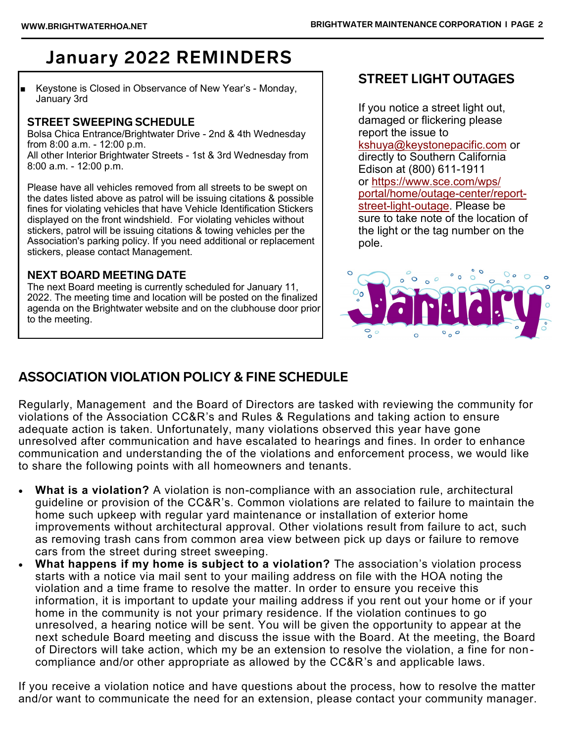# January 2022 REMINDERS

- Keystone is Closed in Observance of New Year's - Monday, January 3rd

### STREET SWEEPING SCHEDULE

Bolsa Chica Entrance/Brightwater Drive - 2nd & 4th Wednesday from 8:00 a.m. - 12:00 p.m.
All other Interior Brightwater Streets - 1st & 3rd Wednesday from 8:00 a.m. - 12:00 p.m.

Please have all vehicles removed from all streets to be swept on the dates listed above as patrol will be issuing citations & possible fines for violating vehicles that have Vehicle Identification Stickers displayed on the front windshield. For violating vehicles without stickers, patrol will be issuing citations & towing vehicles per the Association's parking policy. If you need additional or replacement stickers, please contact Management.

### NEXT BOARD MEETING DATE

The next Board meeting is currently scheduled for January 11, 2022. The meeting time and location will be posted on the finalized agenda on the Brightwater website and on the clubhouse door prior to the meeting.

## STREET LIGHT OUTAGES

If you notice a street light out, damaged or flickering please report the issue to kshuya@keystonepacific.com or directly to Southern California Edison at (800) 611-1911 or https://www.sce.com/wps/portal/home/outage-center/report-street-light-outage. Please be sure to take note of the location of the light or the tag number on the pole.

## ASSOCIATION VIOLATION POLICY & FINE SCHEDULE

Regularly, Management and the Board of Directors are tasked with reviewing the community for violations of the Association CC&R's and Rules & Regulations and taking action to ensure adequate action is taken. Unfortunately, many violations observed this year have gone unresolved after communication and have escalated to hearings and fines. In order to enhance communication and understanding the of the violations and enforcement process, we would like to share the following points with all homeowners and tenants.

- **What is a violation?** A violation is non-compliance with an association rule, architectural guideline or provision of the CC&R's. Common violations are related to failure to maintain the home such upkeep with regular yard maintenance or installation of exterior home improvements without architectural approval. Other violations result from failure to act, such as removing trash cans from common area view between pick up days or failure to remove cars from the street during street sweeping.
- **What happens if my home is subject to a violation?** The association's violation process starts with a notice via mail sent to your mailing address on file with the HOA noting the violation and a time frame to resolve the matter. In order to ensure you receive this information, it is important to update your mailing address if you rent out your home or if your home in the community is not your primary residence. If the violation continues to go unresolved, a hearing notice will be sent. You will be given the opportunity to appear at the next schedule Board meeting and discuss the issue with the Board. At the meeting, the Board of Directors will take action, which my be an extension to resolve the violation, a fine for non-compliance and/or other appropriate as allowed by the CC&R's and applicable laws.

If you receive a violation notice and have questions about the process, how to resolve the matter and/or want to communicate the need for an extension, please contact your community manager.